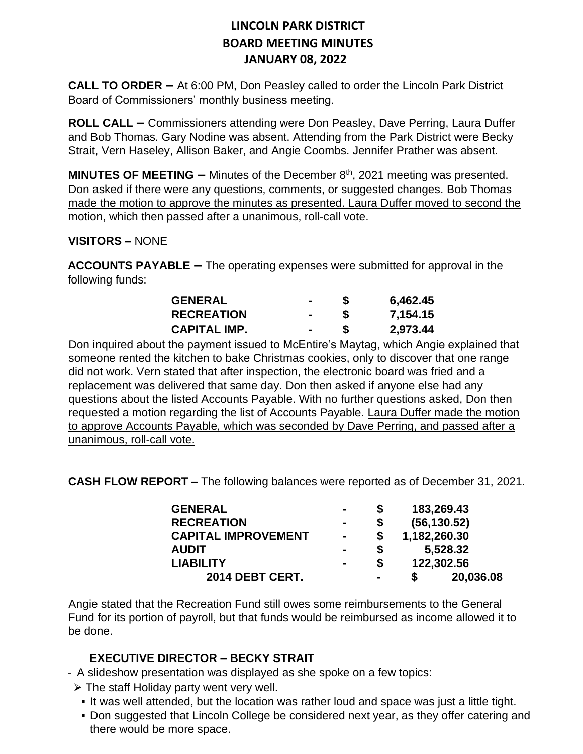# LINCOLN PARK DISTRICT
# BOARD MEETING MINUTES
# JANUARY 08, 2022

**CALL TO ORDER –** At 6:00 PM, Don Peasley called to order the Lincoln Park District Board of Commissioners' monthly business meeting.

**ROLL CALL –** Commissioners attending were Don Peasley, Dave Perring, Laura Duffer and Bob Thomas. Gary Nodine was absent. Attending from the Park District were Becky Strait, Vern Haseley, Allison Baker, and Angie Coombs. Jennifer Prather was absent.

**MINUTES OF MEETING –** Minutes of the December 8th, 2021 meeting was presented. Don asked if there were any questions, comments, or suggested changes. Bob Thomas made the motion to approve the minutes as presented. Laura Duffer moved to second the motion, which then passed after a unanimous, roll-call vote.

**VISITORS –** NONE

**ACCOUNTS PAYABLE –** The operating expenses were submitted for approval in the following funds:

| | | | |
|---|---|---|---|
| **GENERAL** | **-** | **$** | **6,462.45** |
| **RECREATION** | **-** | **$** | **7,154.15** |
| **CAPITAL IMP.** | **-** | **$** | **2,973.44** |

Don inquired about the payment issued to McEntire's Maytag, which Angie explained that someone rented the kitchen to bake Christmas cookies, only to discover that one range did not work. Vern stated that after inspection, the electronic board was fried and a replacement was delivered that same day. Don then asked if anyone else had any questions about the listed Accounts Payable. With no further questions asked, Don then requested a motion regarding the list of Accounts Payable. Laura Duffer made the motion to approve Accounts Payable, which was seconded by Dave Perring, and passed after a unanimous, roll-call vote.

**CASH FLOW REPORT –** The following balances were reported as of December 31, 2021.

| | | | |
|---|---|---|---|
| **GENERAL** | **-** | **$** | **183,269.43** |
| **RECREATION** | **-** | **$** | **(56,130.52)** |
| **CAPITAL IMPROVEMENT** | **-** | **$** | **1,182,260.30** |
| **AUDIT** | **-** | **$** | **5,528.32** |
| **LIABILITY** | **-** | **$** | **122,302.56** |
| **2014 DEBT CERT.** | **-** | **$** | **20,036.08** |

Angie stated that the Recreation Fund still owes some reimbursements to the General Fund for its portion of payroll, but that funds would be reimbursed as income allowed it to be done.

**EXECUTIVE DIRECTOR – BECKY STRAIT**

- A slideshow presentation was displayed as she spoke on a few topics:
  - The staff Holiday party went very well.
    - It was well attended, but the location was rather loud and space was just a little tight.
    - Don suggested that Lincoln College be considered next year, as they offer catering and there would be more space.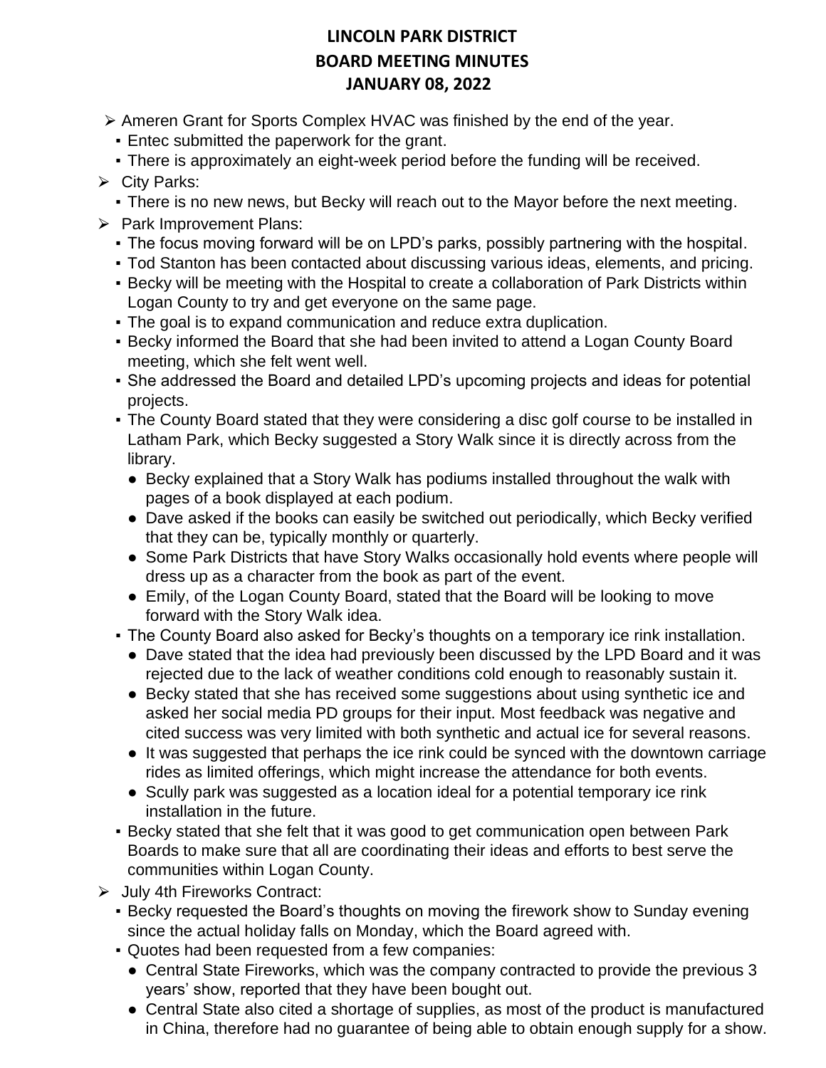# LINCOLN PARK DISTRICT
# BOARD MEETING MINUTES
# JANUARY 08, 2022

- Ameren Grant for Sports Complex HVAC was finished by the end of the year.
  - Entec submitted the paperwork for the grant.
  - There is approximately an eight-week period before the funding will be received.
- City Parks:
  - There is no new news, but Becky will reach out to the Mayor before the next meeting.
- Park Improvement Plans:
  - The focus moving forward will be on LPD's parks, possibly partnering with the hospital.
  - Tod Stanton has been contacted about discussing various ideas, elements, and pricing.
  - Becky will be meeting with the Hospital to create a collaboration of Park Districts within Logan County to try and get everyone on the same page.
  - The goal is to expand communication and reduce extra duplication.
  - Becky informed the Board that she had been invited to attend a Logan County Board meeting, which she felt went well.
  - She addressed the Board and detailed LPD's upcoming projects and ideas for potential projects.
  - The County Board stated that they were considering a disc golf course to be installed in Latham Park, which Becky suggested a Story Walk since it is directly across from the library.
    - Becky explained that a Story Walk has podiums installed throughout the walk with pages of a book displayed at each podium.
    - Dave asked if the books can easily be switched out periodically, which Becky verified that they can be, typically monthly or quarterly.
    - Some Park Districts that have Story Walks occasionally hold events where people will dress up as a character from the book as part of the event.
    - Emily, of the Logan County Board, stated that the Board will be looking to move forward with the Story Walk idea.
  - The County Board also asked for Becky's thoughts on a temporary ice rink installation.
    - Dave stated that the idea had previously been discussed by the LPD Board and it was rejected due to the lack of weather conditions cold enough to reasonably sustain it.
    - Becky stated that she has received some suggestions about using synthetic ice and asked her social media PD groups for their input. Most feedback was negative and cited success was very limited with both synthetic and actual ice for several reasons.
    - It was suggested that perhaps the ice rink could be synced with the downtown carriage rides as limited offerings, which might increase the attendance for both events.
    - Scully park was suggested as a location ideal for a potential temporary ice rink installation in the future.
  - Becky stated that she felt that it was good to get communication open between Park Boards to make sure that all are coordinating their ideas and efforts to best serve the communities within Logan County.
- July 4th Fireworks Contract:
  - Becky requested the Board's thoughts on moving the firework show to Sunday evening since the actual holiday falls on Monday, which the Board agreed with.
  - Quotes had been requested from a few companies:
    - Central State Fireworks, which was the company contracted to provide the previous 3 years' show, reported that they have been bought out.
    - Central State also cited a shortage of supplies, as most of the product is manufactured in China, therefore had no guarantee of being able to obtain enough supply for a show.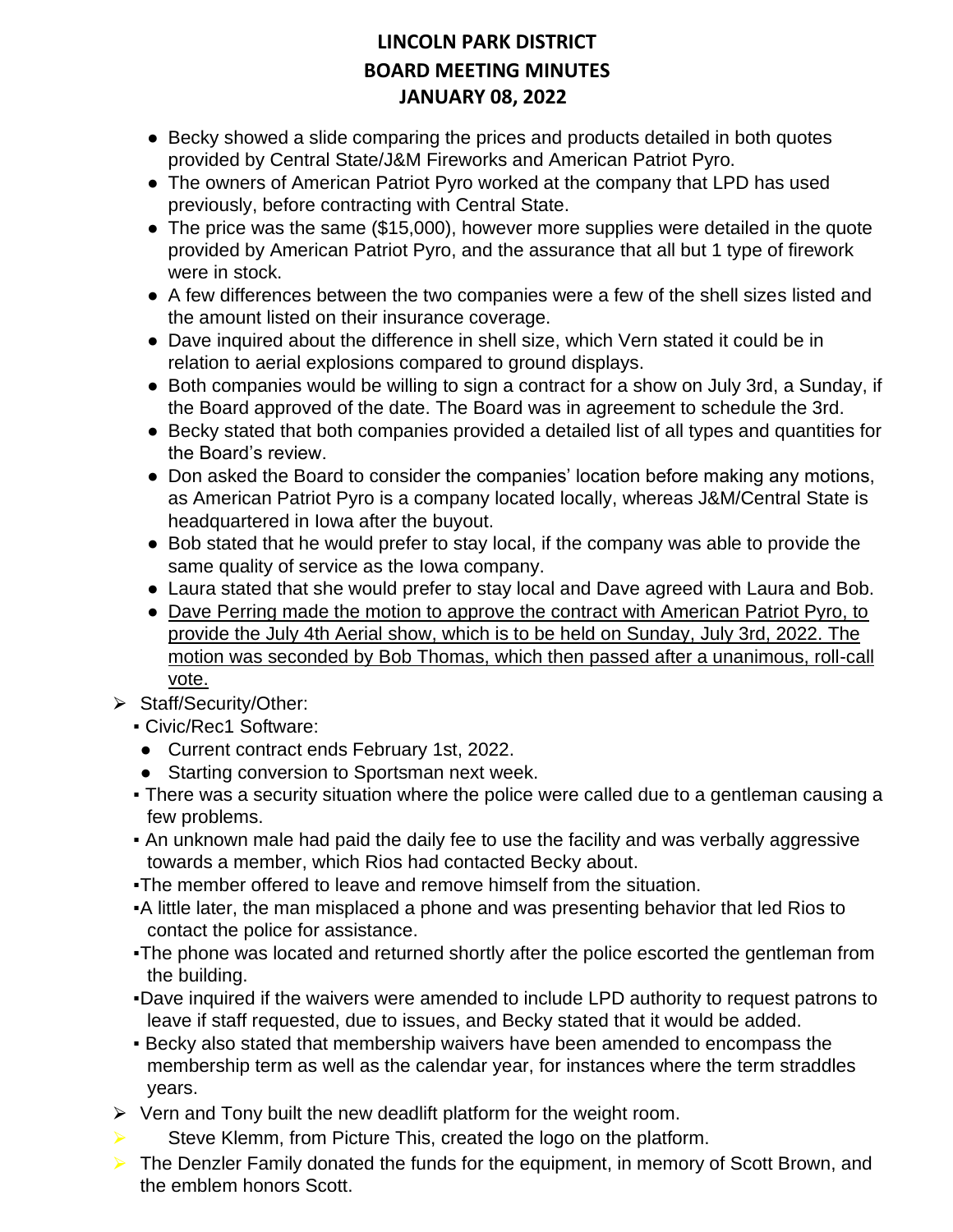# LINCOLN PARK DISTRICT
# BOARD MEETING MINUTES
# JANUARY 08, 2022

- Becky showed a slide comparing the prices and products detailed in both quotes provided by Central State/J&M Fireworks and American Patriot Pyro.
- The owners of American Patriot Pyro worked at the company that LPD has used previously, before contracting with Central State.
- The price was the same ($15,000), however more supplies were detailed in the quote provided by American Patriot Pyro, and the assurance that all but 1 type of firework were in stock.
- A few differences between the two companies were a few of the shell sizes listed and the amount listed on their insurance coverage.
- Dave inquired about the difference in shell size, which Vern stated it could be in relation to aerial explosions compared to ground displays.
- Both companies would be willing to sign a contract for a show on July 3rd, a Sunday, if the Board approved of the date. The Board was in agreement to schedule the 3rd.
- Becky stated that both companies provided a detailed list of all types and quantities for the Board's review.
- Don asked the Board to consider the companies' location before making any motions, as American Patriot Pyro is a company located locally, whereas J&M/Central State is headquartered in Iowa after the buyout.
- Bob stated that he would prefer to stay local, if the company was able to provide the same quality of service as the Iowa company.
- Laura stated that she would prefer to stay local and Dave agreed with Laura and Bob.
- <u>Dave Perring made the motion to approve the contract with American Patriot Pyro, to provide the July 4th Aerial show, which is to be held on Sunday, July 3rd, 2022. The motion was seconded by Bob Thomas, which then passed after a unanimous, roll-call vote.</u>

- Staff/Security/Other:
  - Civic/Rec1 Software:
    - Current contract ends February 1st, 2022.
    - Starting conversion to Sportsman next week.
  - There was a security situation where the police were called due to a gentleman causing a few problems.
  - An unknown male had paid the daily fee to use the facility and was verbally aggressive towards a member, which Rios had contacted Becky about.
  - The member offered to leave and remove himself from the situation.
  - A little later, the man misplaced a phone and was presenting behavior that led Rios to contact the police for assistance.
  - The phone was located and returned shortly after the police escorted the gentleman from the building.
  - Dave inquired if the waivers were amended to include LPD authority to request patrons to leave if staff requested, due to issues, and Becky stated that it would be added.
  - Becky also stated that membership waivers have been amended to encompass the membership term as well as the calendar year, for instances where the term straddles years.
- Vern and Tony built the new deadlift platform for the weight room.
- Steve Klemm, from Picture This, created the logo on the platform.
- The Denzler Family donated the funds for the equipment, in memory of Scott Brown, and the emblem honors Scott.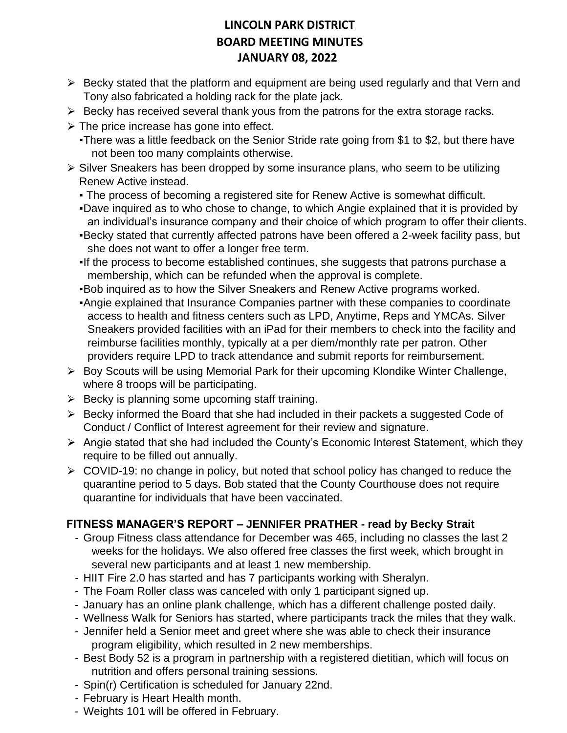# LINCOLN PARK DISTRICT
# BOARD MEETING MINUTES
# JANUARY 08, 2022

- Becky stated that the platform and equipment are being used regularly and that Vern and Tony also fabricated a holding rack for the plate jack.
- Becky has received several thank yous from the patrons for the extra storage racks.
- The price increase has gone into effect.
  - There was a little feedback on the Senior Stride rate going from $1 to $2, but there have not been too many complaints otherwise.
- Silver Sneakers has been dropped by some insurance plans, who seem to be utilizing Renew Active instead.
  - The process of becoming a registered site for Renew Active is somewhat difficult.
  - Dave inquired as to who chose to change, to which Angie explained that it is provided by an individual's insurance company and their choice of which program to offer their clients.
  - Becky stated that currently affected patrons have been offered a 2-week facility pass, but she does not want to offer a longer free term.
  - If the process to become established continues, she suggests that patrons purchase a membership, which can be refunded when the approval is complete.
  - Bob inquired as to how the Silver Sneakers and Renew Active programs worked.
  - Angie explained that Insurance Companies partner with these companies to coordinate access to health and fitness centers such as LPD, Anytime, Reps and YMCAs. Silver Sneakers provided facilities with an iPad for their members to check into the facility and reimburse facilities monthly, typically at a per diem/monthly rate per patron. Other providers require LPD to track attendance and submit reports for reimbursement.
- Boy Scouts will be using Memorial Park for their upcoming Klondike Winter Challenge, where 8 troops will be participating.
- Becky is planning some upcoming staff training.
- Becky informed the Board that she had included in their packets a suggested Code of Conduct / Conflict of Interest agreement for their review and signature.
- Angie stated that she had included the County's Economic Interest Statement, which they require to be filled out annually.
- COVID-19: no change in policy, but noted that school policy has changed to reduce the quarantine period to 5 days. Bob stated that the County Courthouse does not require quarantine for individuals that have been vaccinated.

**FITNESS MANAGER'S REPORT – JENNIFER PRATHER - read by Becky Strait**

- Group Fitness class attendance for December was 465, including no classes the last 2 weeks for the holidays. We also offered free classes the first week, which brought in several new participants and at least 1 new membership.
- HIIT Fire 2.0 has started and has 7 participants working with Sheralyn.
- The Foam Roller class was canceled with only 1 participant signed up.
- January has an online plank challenge, which has a different challenge posted daily.
- Wellness Walk for Seniors has started, where participants track the miles that they walk.
- Jennifer held a Senior meet and greet where she was able to check their insurance program eligibility, which resulted in 2 new memberships.
- Best Body 52 is a program in partnership with a registered dietitian, which will focus on nutrition and offers personal training sessions.
- Spin(r) Certification is scheduled for January 22nd.
- February is Heart Health month.
- Weights 101 will be offered in February.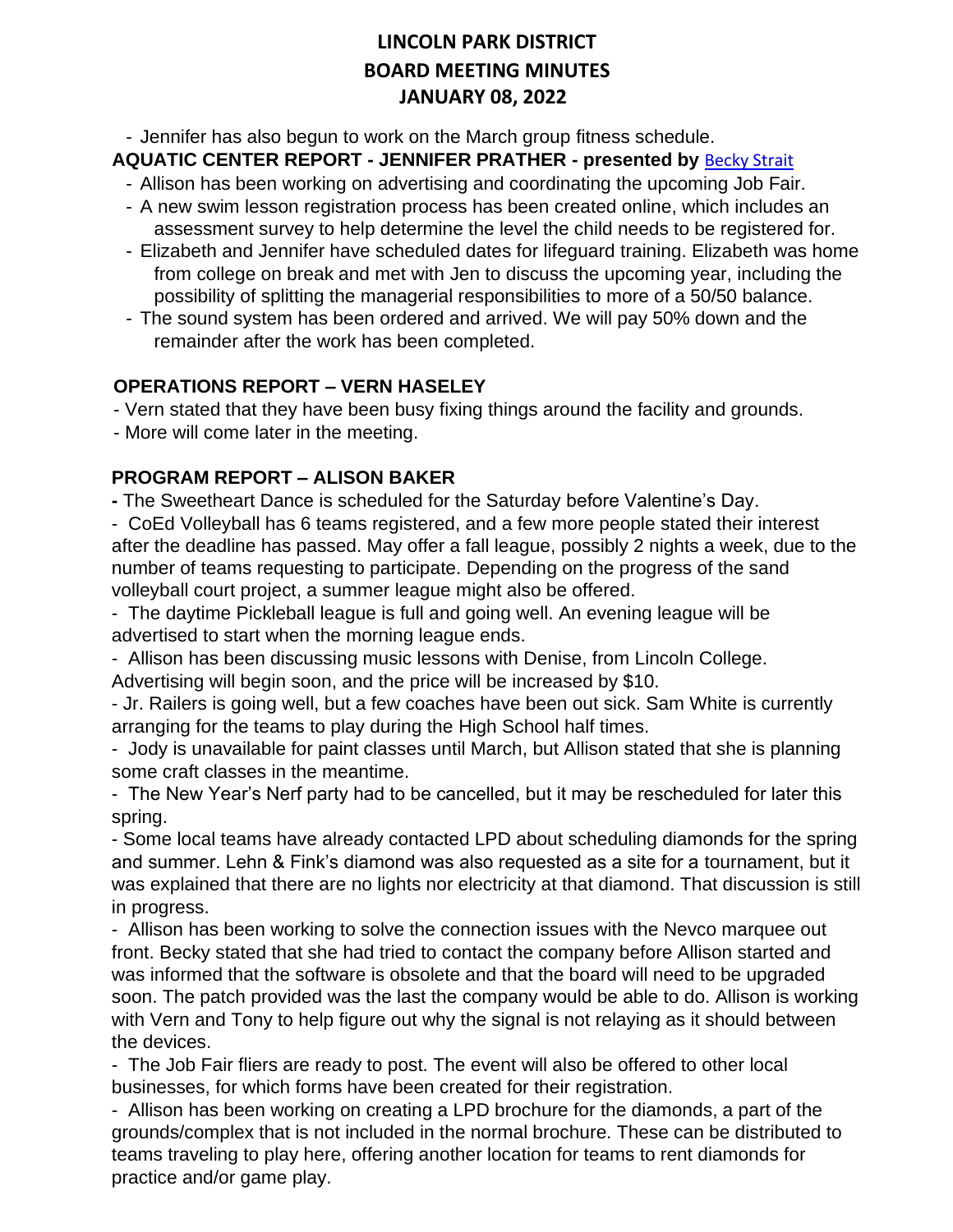- Jennifer has also begun to work on the March group fitness schedule.

**AQUATIC CENTER REPORT - JENNIFER PRATHER - presented by** Becky Strait

- Allison has been working on advertising and coordinating the upcoming Job Fair.
- A new swim lesson registration process has been created online, which includes an assessment survey to help determine the level the child needs to be registered for.
- Elizabeth and Jennifer have scheduled dates for lifeguard training. Elizabeth was home from college on break and met with Jen to discuss the upcoming year, including the possibility of splitting the managerial responsibilities to more of a 50/50 balance.
- The sound system has been ordered and arrived. We will pay 50% down and the remainder after the work has been completed.

**OPERATIONS REPORT – VERN HASELEY**

- Vern stated that they have been busy fixing things around the facility and grounds.
- More will come later in the meeting.

**PROGRAM REPORT – ALISON BAKER**

- The Sweetheart Dance is scheduled for the Saturday before Valentine's Day.
- CoEd Volleyball has 6 teams registered, and a few more people stated their interest after the deadline has passed. May offer a fall league, possibly 2 nights a week, due to the number of teams requesting to participate. Depending on the progress of the sand volleyball court project, a summer league might also be offered.
- The daytime Pickleball league is full and going well. An evening league will be advertised to start when the morning league ends.
- Allison has been discussing music lessons with Denise, from Lincoln College. Advertising will begin soon, and the price will be increased by $10.
- Jr. Railers is going well, but a few coaches have been out sick. Sam White is currently arranging for the teams to play during the High School half times.
- Jody is unavailable for paint classes until March, but Allison stated that she is planning some craft classes in the meantime.
- The New Year's Nerf party had to be cancelled, but it may be rescheduled for later this spring.
- Some local teams have already contacted LPD about scheduling diamonds for the spring and summer. Lehn & Fink's diamond was also requested as a site for a tournament, but it was explained that there are no lights nor electricity at that diamond. That discussion is still in progress.
- Allison has been working to solve the connection issues with the Nevco marquee out front. Becky stated that she had tried to contact the company before Allison started and was informed that the software is obsolete and that the board will need to be upgraded soon. The patch provided was the last the company would be able to do. Allison is working with Vern and Tony to help figure out why the signal is not relaying as it should between the devices.
- The Job Fair fliers are ready to post. The event will also be offered to other local businesses, for which forms have been created for their registration.
- Allison has been working on creating a LPD brochure for the diamonds, a part of the grounds/complex that is not included in the normal brochure. These can be distributed to teams traveling to play here, offering another location for teams to rent diamonds for practice and/or game play.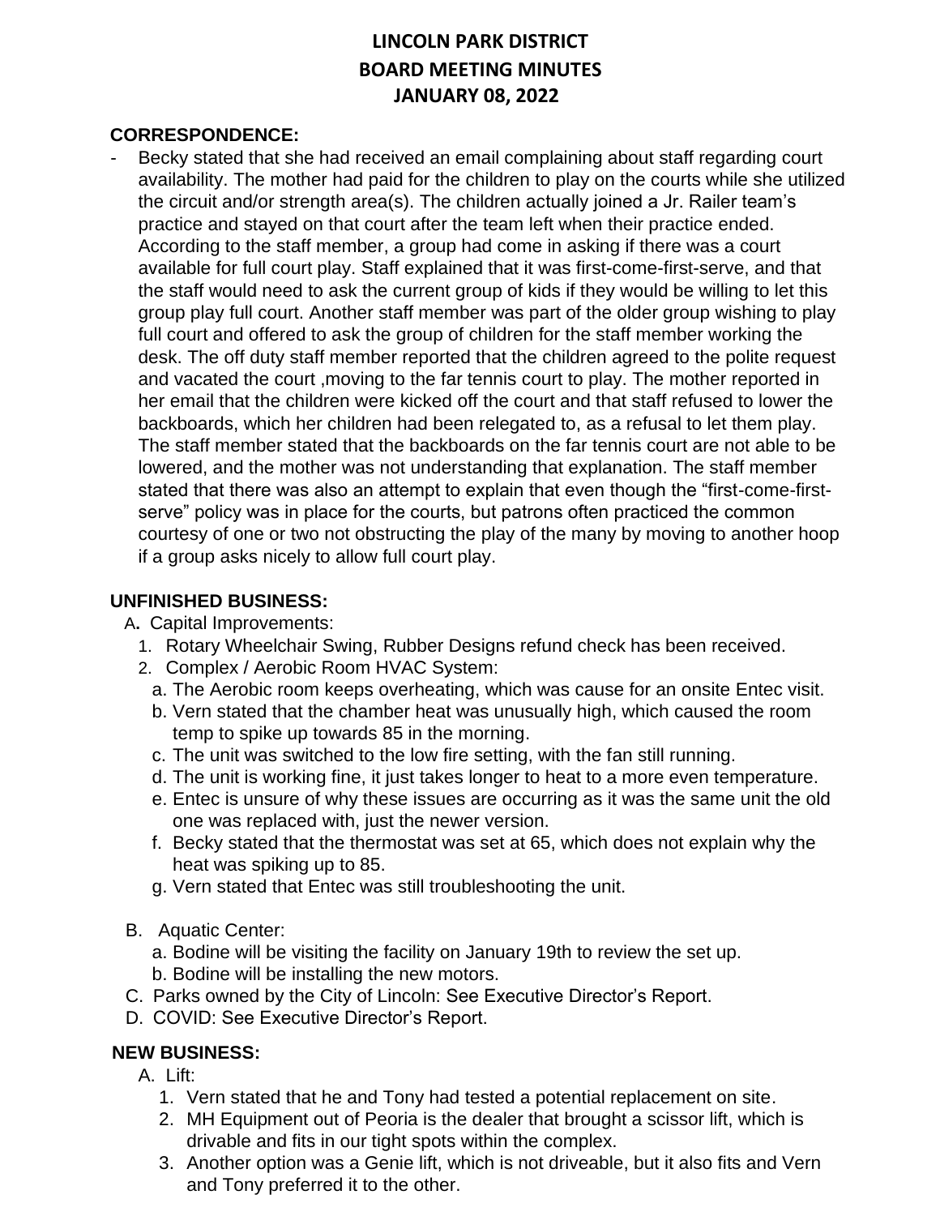# LINCOLN PARK DISTRICT
# BOARD MEETING MINUTES
# JANUARY 08, 2022

**CORRESPONDENCE:**

- Becky stated that she had received an email complaining about staff regarding court availability. The mother had paid for the children to play on the courts while she utilized the circuit and/or strength area(s). The children actually joined a Jr. Railer team's practice and stayed on that court after the team left when their practice ended. According to the staff member, a group had come in asking if there was a court available for full court play. Staff explained that it was first-come-first-serve, and that the staff would need to ask the current group of kids if they would be willing to let this group play full court. Another staff member was part of the older group wishing to play full court and offered to ask the group of children for the staff member working the desk. The off duty staff member reported that the children agreed to the polite request and vacated the court ,moving to the far tennis court to play. The mother reported in her email that the children were kicked off the court and that staff refused to lower the backboards, which her children had been relegated to, as a refusal to let them play. The staff member stated that the backboards on the far tennis court are not able to be lowered, and the mother was not understanding that explanation. The staff member stated that there was also an attempt to explain that even though the "first-come-first-serve" policy was in place for the courts, but patrons often practiced the common courtesy of one or two not obstructing the play of the many by moving to another hoop if a group asks nicely to allow full court play.

**UNFINISHED BUSINESS:**

A. Capital Improvements:
   1. Rotary Wheelchair Swing, Rubber Designs refund check has been received.
   2. Complex / Aerobic Room HVAC System:
      a. The Aerobic room keeps overheating, which was cause for an onsite Entec visit.
      b. Vern stated that the chamber heat was unusually high, which caused the room temp to spike up towards 85 in the morning.
      c. The unit was switched to the low fire setting, with the fan still running.
      d. The unit is working fine, it just takes longer to heat to a more even temperature.
      e. Entec is unsure of why these issues are occurring as it was the same unit the old one was replaced with, just the newer version.
      f. Becky stated that the thermostat was set at 65, which does not explain why the heat was spiking up to 85.
      g. Vern stated that Entec was still troubleshooting the unit.

B. Aquatic Center:
   a. Bodine will be visiting the facility on January 19th to review the set up.
   b. Bodine will be installing the new motors.

C. Parks owned by the City of Lincoln: See Executive Director's Report.

D. COVID: See Executive Director's Report.

**NEW BUSINESS:**

A. Lift:
   1. Vern stated that he and Tony had tested a potential replacement on site.
   2. MH Equipment out of Peoria is the dealer that brought a scissor lift, which is drivable and fits in our tight spots within the complex.
   3. Another option was a Genie lift, which is not driveable, but it also fits and Vern and Tony preferred it to the other.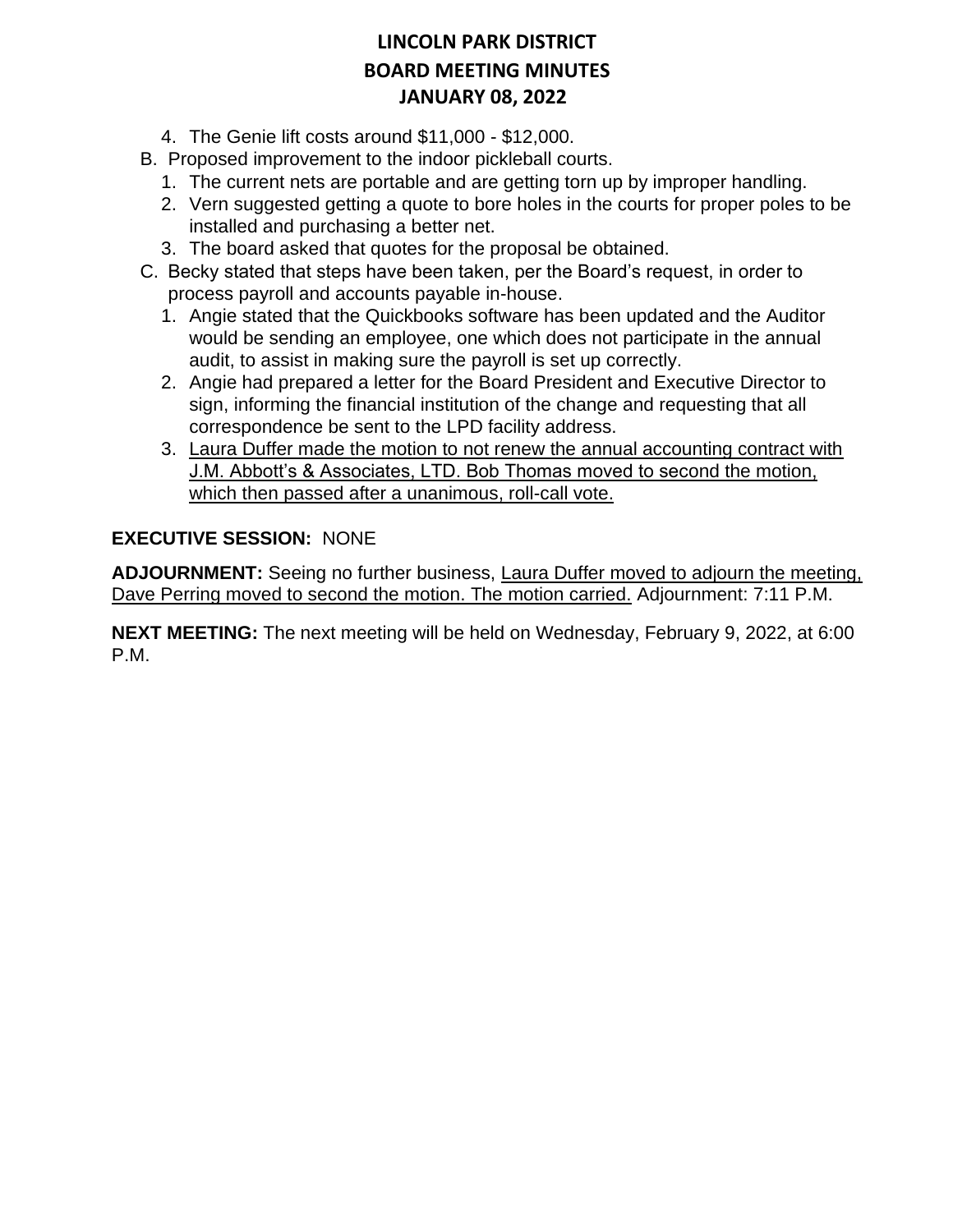4. The Genie lift costs around $11,000 - $12,000.

B. Proposed improvement to the indoor pickleball courts.
   1. The current nets are portable and are getting torn up by improper handling.
   2. Vern suggested getting a quote to bore holes in the courts for proper poles to be installed and purchasing a better net.
   3. The board asked that quotes for the proposal be obtained.

C. Becky stated that steps have been taken, per the Board's request, in order to process payroll and accounts payable in-house.
   1. Angie stated that the Quickbooks software has been updated and the Auditor would be sending an employee, one which does not participate in the annual audit, to assist in making sure the payroll is set up correctly.
   2. Angie had prepared a letter for the Board President and Executive Director to sign, informing the financial institution of the change and requesting that all correspondence be sent to the LPD facility address.
   3. <u>Laura Duffer made the motion to not renew the annual accounting contract with J.M. Abbott's & Associates, LTD. Bob Thomas moved to second the motion, which then passed after a unanimous, roll-call vote.</u>

**EXECUTIVE SESSION:** NONE

**ADJOURNMENT:** Seeing no further business, <u>Laura Duffer moved to adjourn the meeting, Dave Perring moved to second the motion. The motion carried.</u> Adjournment: 7:11 P.M.

**NEXT MEETING:** The next meeting will be held on Wednesday, February 9, 2022, at 6:00 P.M.